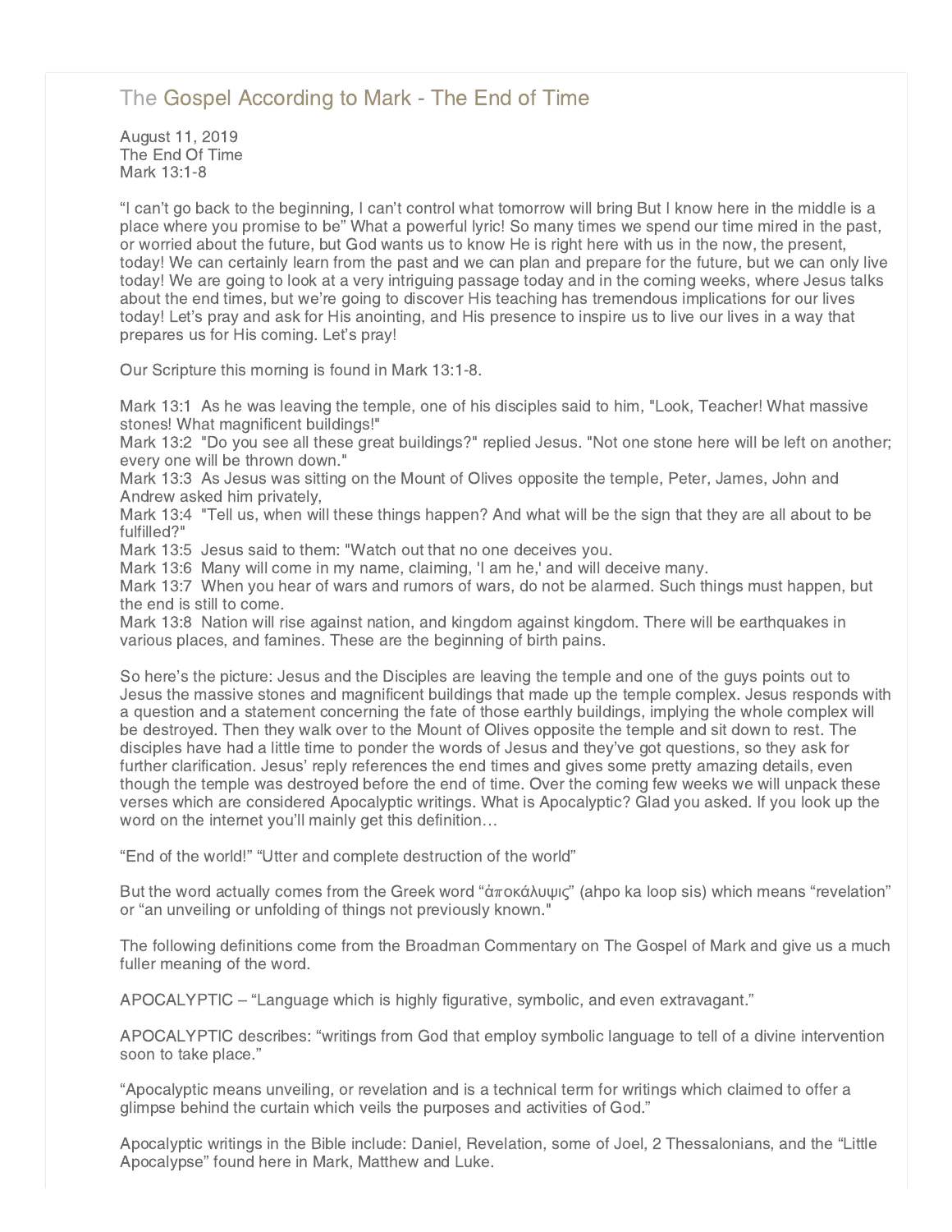# The Gospel According to Mark - The End of Time

August 11, 2019
The End Of Time
Mark 13:1-8

"I can't go back to the beginning, I can't control what tomorrow will bring But I know here in the middle is a place where you promise to be" What a powerful lyric! So many times we spend our time mired in the past, or worried about the future, but God wants us to know He is right here with us in the now, the present, today! We can certainly learn from the past and we can plan and prepare for the future, but we can only live today! We are going to look at a very intriguing passage today and in the coming weeks, where Jesus talks about the end times, but we're going to discover His teaching has tremendous implications for our lives today! Let's pray and ask for His anointing, and His presence to inspire us to live our lives in a way that prepares us for His coming. Let's pray!

Our Scripture this morning is found in Mark 13:1-8.

Mark 13:1 As he was leaving the temple, one of his disciples said to him, "Look, Teacher! What massive stones! What magnificent buildings!"
Mark 13:2 "Do you see all these great buildings?" replied Jesus. "Not one stone here will be left on another; every one will be thrown down."
Mark 13:3 As Jesus was sitting on the Mount of Olives opposite the temple, Peter, James, John and Andrew asked him privately,
Mark 13:4 "Tell us, when will these things happen? And what will be the sign that they are all about to be fulfilled?"
Mark 13:5 Jesus said to them: "Watch out that no one deceives you.
Mark 13:6 Many will come in my name, claiming, 'I am he,' and will deceive many.
Mark 13:7 When you hear of wars and rumors of wars, do not be alarmed. Such things must happen, but the end is still to come.
Mark 13:8 Nation will rise against nation, and kingdom against kingdom. There will be earthquakes in various places, and famines. These are the beginning of birth pains.

So here's the picture: Jesus and the Disciples are leaving the temple and one of the guys points out to Jesus the massive stones and magnificent buildings that made up the temple complex. Jesus responds with a question and a statement concerning the fate of those earthly buildings, implying the whole complex will be destroyed. Then they walk over to the Mount of Olives opposite the temple and sit down to rest. The disciples have had a little time to ponder the words of Jesus and they've got questions, so they ask for further clarification. Jesus' reply references the end times and gives some pretty amazing details, even though the temple was destroyed before the end of time. Over the coming few weeks we will unpack these verses which are considered Apocalyptic writings. What is Apocalyptic? Glad you asked. If you look up the word on the internet you'll mainly get this definition…

"End of the world!" "Utter and complete destruction of the world"

But the word actually comes from the Greek word "ἀποκάλυψις" (ahpo ka loop sis) which means "revelation" or "an unveiling or unfolding of things not previously known."

The following definitions come from the Broadman Commentary on The Gospel of Mark and give us a much fuller meaning of the word.

APOCALYPTIC – "Language which is highly figurative, symbolic, and even extravagant."

APOCALYPTIC describes: "writings from God that employ symbolic language to tell of a divine intervention soon to take place."

"Apocalyptic means unveiling, or revelation and is a technical term for writings which claimed to offer a glimpse behind the curtain which veils the purposes and activities of God."

Apocalyptic writings in the Bible include: Daniel, Revelation, some of Joel, 2 Thessalonians, and the "Little Apocalypse" found here in Mark, Matthew and Luke.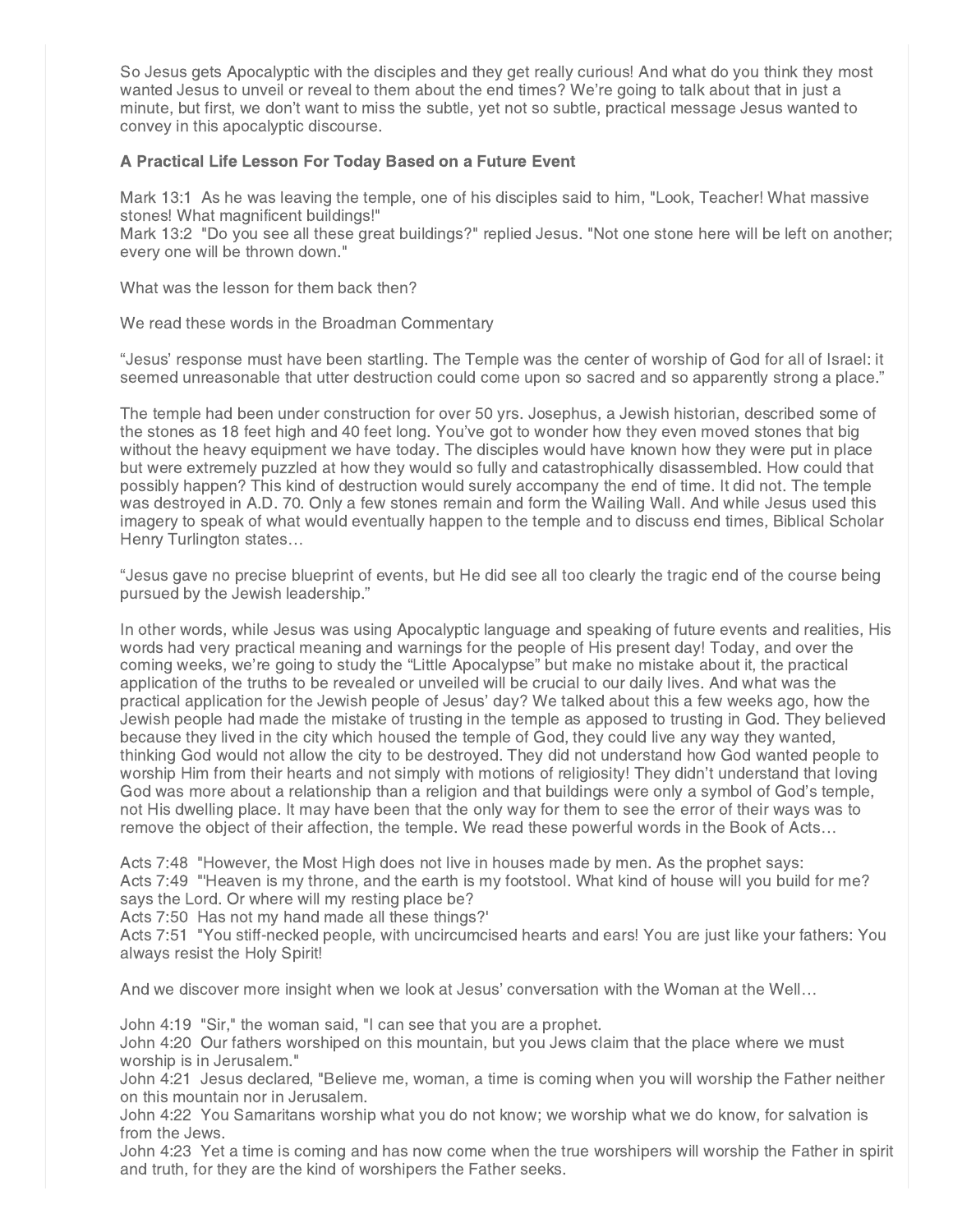So Jesus gets Apocalyptic with the disciples and they get really curious! And what do you think they most wanted Jesus to unveil or reveal to them about the end times? We're going to talk about that in just a minute, but first, we don't want to miss the subtle, yet not so subtle, practical message Jesus wanted to convey in this apocalyptic discourse.

**A Practical Life Lesson For Today Based on a Future Event**

Mark 13:1 As he was leaving the temple, one of his disciples said to him, "Look, Teacher! What massive stones! What magnificent buildings!"
Mark 13:2 "Do you see all these great buildings?" replied Jesus. "Not one stone here will be left on another; every one will be thrown down."

What was the lesson for them back then?

We read these words in the Broadman Commentary

"Jesus' response must have been startling. The Temple was the center of worship of God for all of Israel: it seemed unreasonable that utter destruction could come upon so sacred and so apparently strong a place."

The temple had been under construction for over 50 yrs. Josephus, a Jewish historian, described some of the stones as 18 feet high and 40 feet long. You've got to wonder how they even moved stones that big without the heavy equipment we have today. The disciples would have known how they were put in place but were extremely puzzled at how they would so fully and catastrophically disassembled. How could that possibly happen? This kind of destruction would surely accompany the end of time. It did not. The temple was destroyed in A.D. 70. Only a few stones remain and form the Wailing Wall. And while Jesus used this imagery to speak of what would eventually happen to the temple and to discuss end times, Biblical Scholar Henry Turlington states…

"Jesus gave no precise blueprint of events, but He did see all too clearly the tragic end of the course being pursued by the Jewish leadership."

In other words, while Jesus was using Apocalyptic language and speaking of future events and realities, His words had very practical meaning and warnings for the people of His present day! Today, and over the coming weeks, we're going to study the "Little Apocalypse" but make no mistake about it, the practical application of the truths to be revealed or unveiled will be crucial to our daily lives. And what was the practical application for the Jewish people of Jesus' day? We talked about this a few weeks ago, how the Jewish people had made the mistake of trusting in the temple as apposed to trusting in God. They believed because they lived in the city which housed the temple of God, they could live any way they wanted, thinking God would not allow the city to be destroyed. They did not understand how God wanted people to worship Him from their hearts and not simply with motions of religiosity! They didn't understand that loving God was more about a relationship than a religion and that buildings were only a symbol of God's temple, not His dwelling place. It may have been that the only way for them to see the error of their ways was to remove the object of their affection, the temple. We read these powerful words in the Book of Acts…

Acts 7:48 "However, the Most High does not live in houses made by men. As the prophet says:
Acts 7:49 "'Heaven is my throne, and the earth is my footstool. What kind of house will you build for me? says the Lord. Or where will my resting place be?
Acts 7:50 Has not my hand made all these things?'
Acts 7:51 "You stiff-necked people, with uncircumcised hearts and ears! You are just like your fathers: You always resist the Holy Spirit!

And we discover more insight when we look at Jesus' conversation with the Woman at the Well…

John 4:19 "Sir," the woman said, "I can see that you are a prophet.
John 4:20 Our fathers worshiped on this mountain, but you Jews claim that the place where we must worship is in Jerusalem."
John 4:21 Jesus declared, "Believe me, woman, a time is coming when you will worship the Father neither on this mountain nor in Jerusalem.
John 4:22 You Samaritans worship what you do not know; we worship what we do know, for salvation is from the Jews.
John 4:23 Yet a time is coming and has now come when the true worshipers will worship the Father in spirit and truth, for they are the kind of worshipers the Father seeks.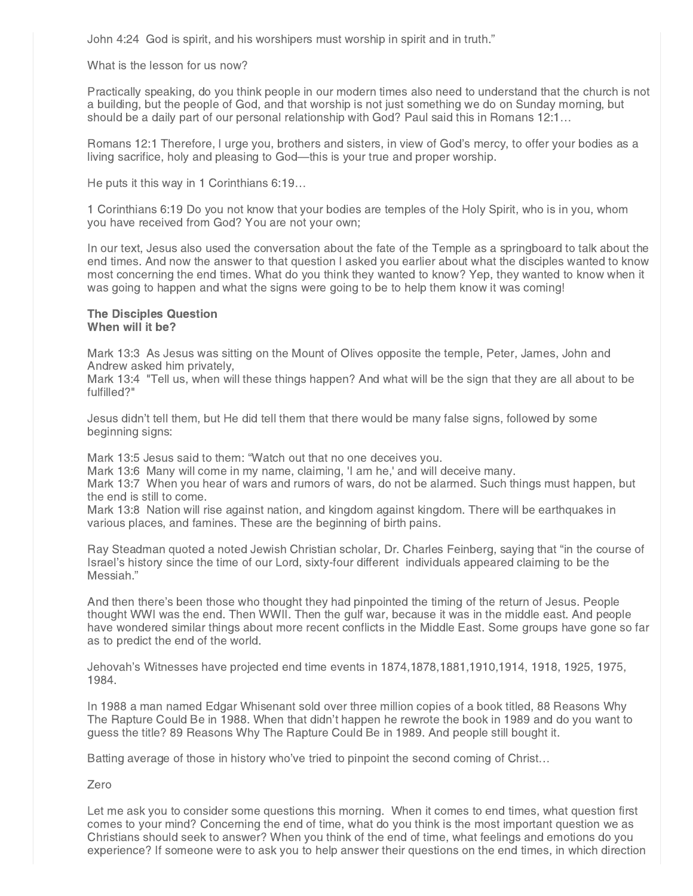John 4:24 God is spirit, and his worshipers must worship in spirit and in truth."

What is the lesson for us now?

Practically speaking, do you think people in our modern times also need to understand that the church is not a building, but the people of God, and that worship is not just something we do on Sunday morning, but should be a daily part of our personal relationship with God? Paul said this in Romans 12:1…

Romans 12:1 Therefore, I urge you, brothers and sisters, in view of God's mercy, to offer your bodies as a living sacrifice, holy and pleasing to God—this is your true and proper worship.

He puts it this way in 1 Corinthians 6:19…

1 Corinthians 6:19 Do you not know that your bodies are temples of the Holy Spirit, who is in you, whom you have received from God? You are not your own;

In our text, Jesus also used the conversation about the fate of the Temple as a springboard to talk about the end times. And now the answer to that question I asked you earlier about what the disciples wanted to know most concerning the end times. What do you think they wanted to know? Yep, they wanted to know when it was going to happen and what the signs were going to be to help them know it was coming!

**The Disciples Question**
**When will it be?**

Mark 13:3 As Jesus was sitting on the Mount of Olives opposite the temple, Peter, James, John and Andrew asked him privately,
Mark 13:4 "Tell us, when will these things happen? And what will be the sign that they are all about to be fulfilled?"

Jesus didn't tell them, but He did tell them that there would be many false signs, followed by some beginning signs:

Mark 13:5 Jesus said to them: "Watch out that no one deceives you.
Mark 13:6 Many will come in my name, claiming, 'I am he,' and will deceive many.
Mark 13:7 When you hear of wars and rumors of wars, do not be alarmed. Such things must happen, but the end is still to come.
Mark 13:8 Nation will rise against nation, and kingdom against kingdom. There will be earthquakes in various places, and famines. These are the beginning of birth pains.

Ray Steadman quoted a noted Jewish Christian scholar, Dr. Charles Feinberg, saying that "in the course of Israel's history since the time of our Lord, sixty-four different individuals appeared claiming to be the Messiah."

And then there's been those who thought they had pinpointed the timing of the return of Jesus. People thought WWI was the end. Then WWII. Then the gulf war, because it was in the middle east. And people have wondered similar things about more recent conflicts in the Middle East. Some groups have gone so far as to predict the end of the world.

Jehovah's Witnesses have projected end time events in 1874,1878,1881,1910,1914, 1918, 1925, 1975, 1984.

In 1988 a man named Edgar Whisenant sold over three million copies of a book titled, 88 Reasons Why The Rapture Could Be in 1988. When that didn't happen he rewrote the book in 1989 and do you want to guess the title? 89 Reasons Why The Rapture Could Be in 1989. And people still bought it.

Batting average of those in history who've tried to pinpoint the second coming of Christ…

Zero

Let me ask you to consider some questions this morning. When it comes to end times, what question first comes to your mind? Concerning the end of time, what do you think is the most important question we as Christians should seek to answer? When you think of the end of time, what feelings and emotions do you experience? If someone were to ask you to help answer their questions on the end times, in which direction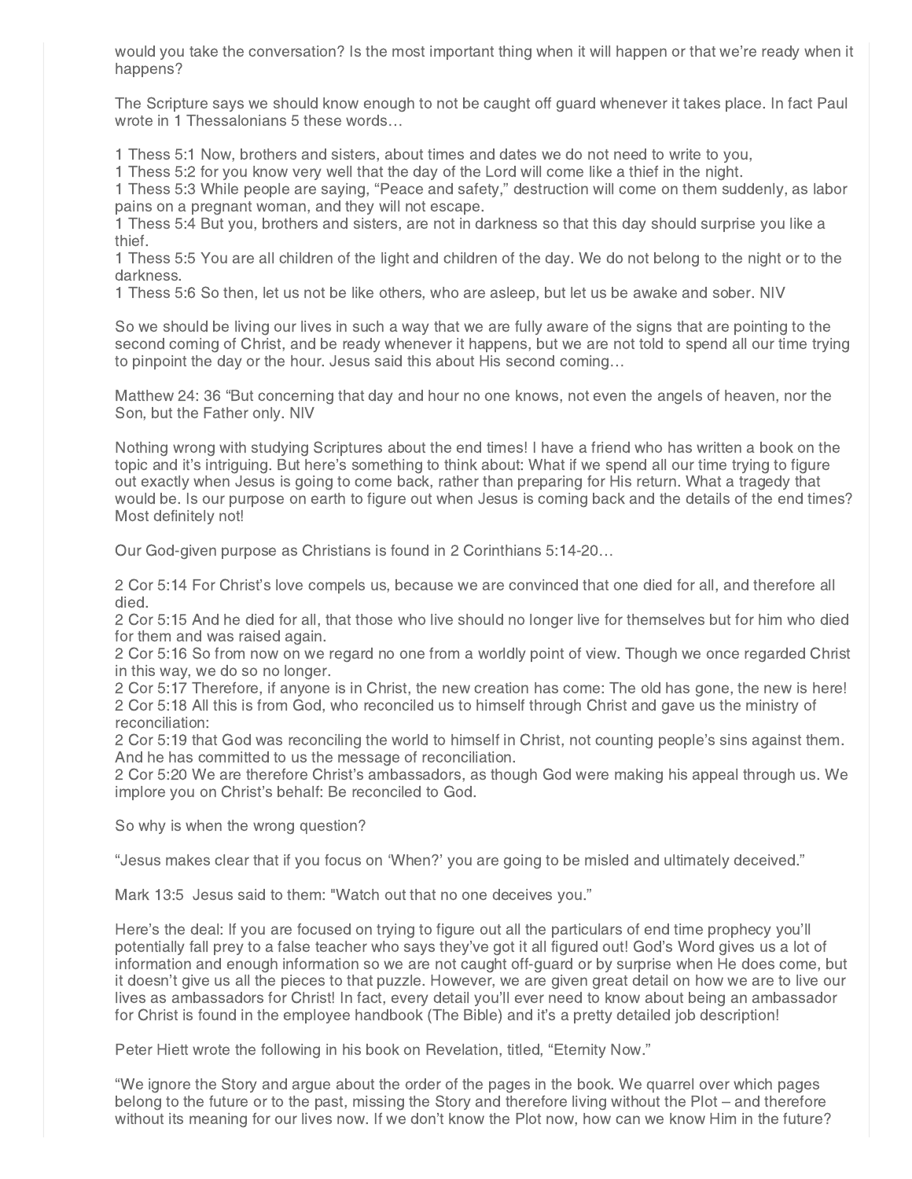would you take the conversation? Is the most important thing when it will happen or that we're ready when it happens?

The Scripture says we should know enough to not be caught off guard whenever it takes place. In fact Paul wrote in 1 Thessalonians 5 these words…

1 Thess 5:1 Now, brothers and sisters, about times and dates we do not need to write to you,
1 Thess 5:2 for you know very well that the day of the Lord will come like a thief in the night.
1 Thess 5:3 While people are saying, "Peace and safety," destruction will come on them suddenly, as labor pains on a pregnant woman, and they will not escape.
1 Thess 5:4 But you, brothers and sisters, are not in darkness so that this day should surprise you like a thief.
1 Thess 5:5 You are all children of the light and children of the day. We do not belong to the night or to the darkness.
1 Thess 5:6 So then, let us not be like others, who are asleep, but let us be awake and sober. NIV

So we should be living our lives in such a way that we are fully aware of the signs that are pointing to the second coming of Christ, and be ready whenever it happens, but we are not told to spend all our time trying to pinpoint the day or the hour. Jesus said this about His second coming…

Matthew 24: 36 "But concerning that day and hour no one knows, not even the angels of heaven, nor the Son, but the Father only. NIV

Nothing wrong with studying Scriptures about the end times! I have a friend who has written a book on the topic and it's intriguing. But here's something to think about: What if we spend all our time trying to figure out exactly when Jesus is going to come back, rather than preparing for His return. What a tragedy that would be. Is our purpose on earth to figure out when Jesus is coming back and the details of the end times? Most definitely not!

Our God-given purpose as Christians is found in 2 Corinthians 5:14-20…

2 Cor 5:14 For Christ's love compels us, because we are convinced that one died for all, and therefore all died.
2 Cor 5:15 And he died for all, that those who live should no longer live for themselves but for him who died for them and was raised again.
2 Cor 5:16 So from now on we regard no one from a worldly point of view. Though we once regarded Christ in this way, we do so no longer.
2 Cor 5:17 Therefore, if anyone is in Christ, the new creation has come: The old has gone, the new is here!
2 Cor 5:18 All this is from God, who reconciled us to himself through Christ and gave us the ministry of reconciliation:
2 Cor 5:19 that God was reconciling the world to himself in Christ, not counting people's sins against them. And he has committed to us the message of reconciliation.
2 Cor 5:20 We are therefore Christ's ambassadors, as though God were making his appeal through us. We implore you on Christ's behalf: Be reconciled to God.

So why is when the wrong question?

"Jesus makes clear that if you focus on 'When?' you are going to be misled and ultimately deceived."

Mark 13:5 Jesus said to them: "Watch out that no one deceives you."

Here's the deal: If you are focused on trying to figure out all the particulars of end time prophecy you'll potentially fall prey to a false teacher who says they've got it all figured out! God's Word gives us a lot of information and enough information so we are not caught off-guard or by surprise when He does come, but it doesn't give us all the pieces to that puzzle. However, we are given great detail on how we are to live our lives as ambassadors for Christ! In fact, every detail you'll ever need to know about being an ambassador for Christ is found in the employee handbook (The Bible) and it's a pretty detailed job description!

Peter Hiett wrote the following in his book on Revelation, titled, "Eternity Now."

"We ignore the Story and argue about the order of the pages in the book. We quarrel over which pages belong to the future or to the past, missing the Story and therefore living without the Plot – and therefore without its meaning for our lives now. If we don't know the Plot now, how can we know Him in the future?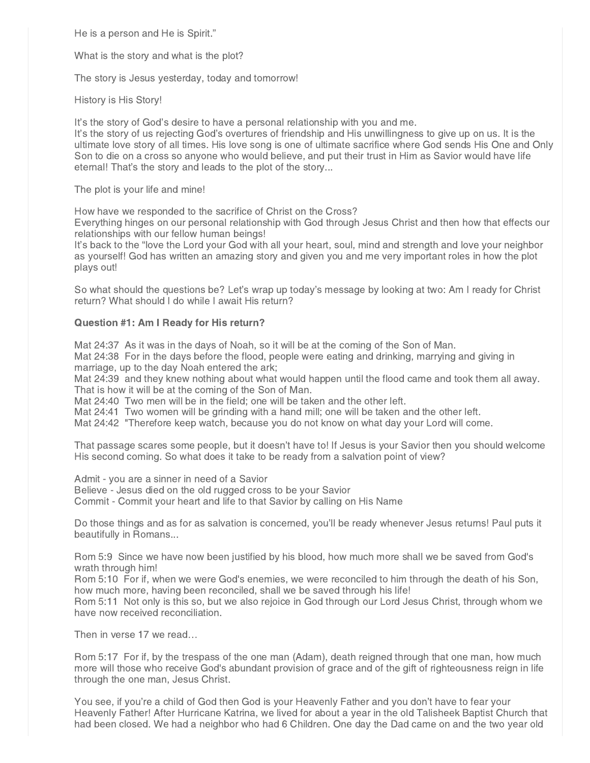He is a person and He is Spirit."

What is the story and what is the plot?

The story is Jesus yesterday, today and tomorrow!

History is His Story!

It's the story of God's desire to have a personal relationship with you and me.
It's the story of us rejecting God's overtures of friendship and His unwillingness to give up on us. It is the ultimate love story of all times. His love song is one of ultimate sacrifice where God sends His One and Only Son to die on a cross so anyone who would believe, and put their trust in Him as Savior would have life eternal! That's the story and leads to the plot of the story...

The plot is your life and mine!

How have we responded to the sacrifice of Christ on the Cross?
Everything hinges on our personal relationship with God through Jesus Christ and then how that effects our relationships with our fellow human beings!
It's back to the "love the Lord your God with all your heart, soul, mind and strength and love your neighbor as yourself! God has written an amazing story and given you and me very important roles in how the plot plays out!

So what should the questions be? Let's wrap up today's message by looking at two: Am I ready for Christ return? What should I do while I await His return?

**Question #1: Am I Ready for His return?**

Mat 24:37 As it was in the days of Noah, so it will be at the coming of the Son of Man.
Mat 24:38 For in the days before the flood, people were eating and drinking, marrying and giving in marriage, up to the day Noah entered the ark;
Mat 24:39 and they knew nothing about what would happen until the flood came and took them all away. That is how it will be at the coming of the Son of Man.
Mat 24:40 Two men will be in the field; one will be taken and the other left.
Mat 24:41 Two women will be grinding with a hand mill; one will be taken and the other left.
Mat 24:42 "Therefore keep watch, because you do not know on what day your Lord will come.

That passage scares some people, but it doesn't have to! If Jesus is your Savior then you should welcome His second coming. So what does it take to be ready from a salvation point of view?

Admit - you are a sinner in need of a Savior
Believe - Jesus died on the old rugged cross to be your Savior
Commit - Commit your heart and life to that Savior by calling on His Name

Do those things and as for as salvation is concerned, you'll be ready whenever Jesus returns! Paul puts it beautifully in Romans...

Rom 5:9 Since we have now been justified by his blood, how much more shall we be saved from God's wrath through him!
Rom 5:10 For if, when we were God's enemies, we were reconciled to him through the death of his Son, how much more, having been reconciled, shall we be saved through his life!
Rom 5:11 Not only is this so, but we also rejoice in God through our Lord Jesus Christ, through whom we have now received reconciliation.

Then in verse 17 we read…

Rom 5:17 For if, by the trespass of the one man (Adam), death reigned through that one man, how much more will those who receive God's abundant provision of grace and of the gift of righteousness reign in life through the one man, Jesus Christ.

You see, if you're a child of God then God is your Heavenly Father and you don't have to fear your Heavenly Father! After Hurricane Katrina, we lived for about a year in the old Talisheek Baptist Church that had been closed. We had a neighbor who had 6 Children. One day the Dad came on and the two year old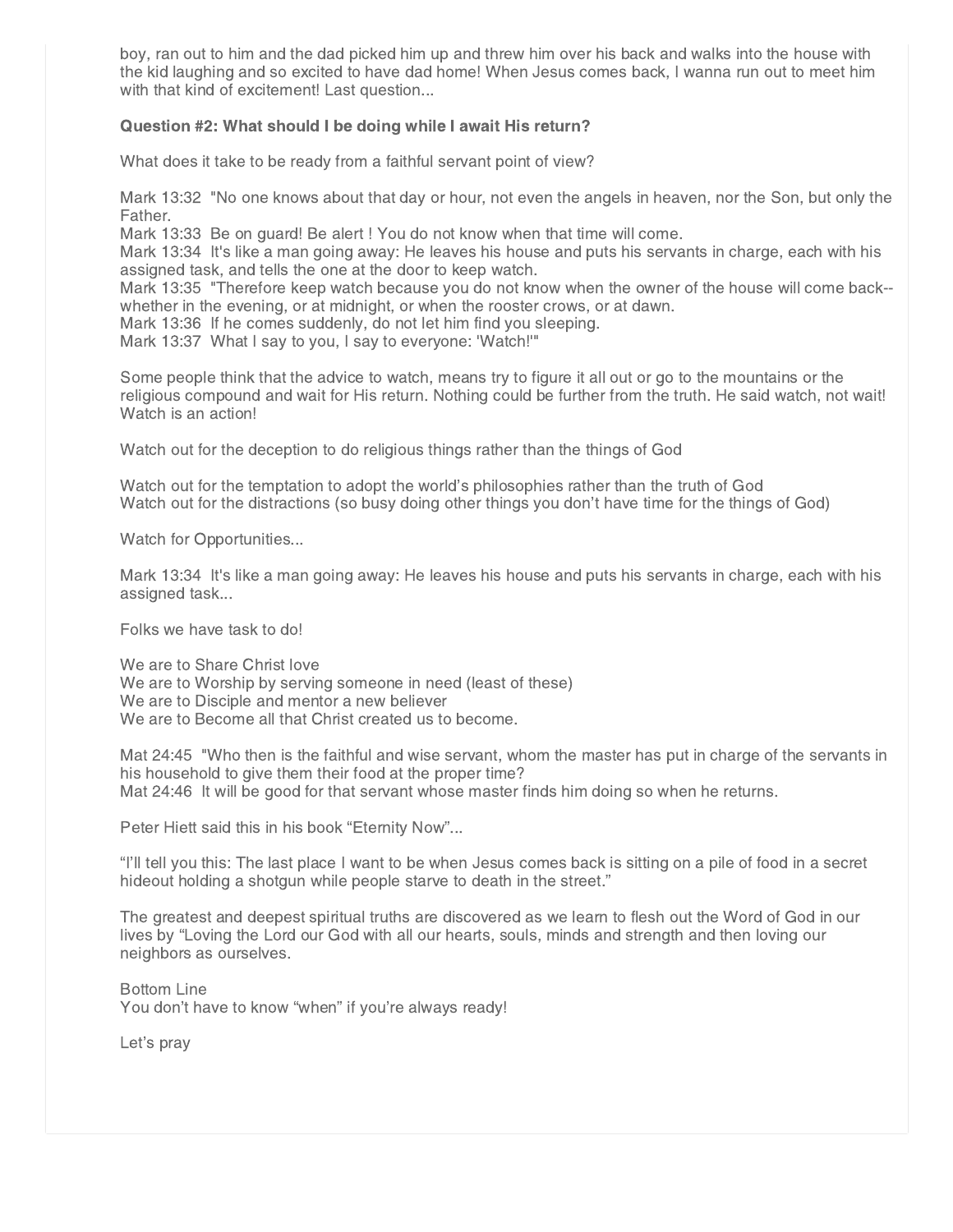boy, ran out to him and the dad picked him up and threw him over his back and walks into the house with the kid laughing and so excited to have dad home! When Jesus comes back, I wanna run out to meet him with that kind of excitement! Last question...

**Question #2: What should I be doing while I await His return?**

What does it take to be ready from a faithful servant point of view?

Mark 13:32 "No one knows about that day or hour, not even the angels in heaven, nor the Son, but only the Father.
Mark 13:33 Be on guard! Be alert ! You do not know when that time will come.
Mark 13:34 It's like a man going away: He leaves his house and puts his servants in charge, each with his assigned task, and tells the one at the door to keep watch.
Mark 13:35 "Therefore keep watch because you do not know when the owner of the house will come back--whether in the evening, or at midnight, or when the rooster crows, or at dawn.
Mark 13:36 If he comes suddenly, do not let him find you sleeping.
Mark 13:37 What I say to you, I say to everyone: 'Watch!'"

Some people think that the advice to watch, means try to figure it all out or go to the mountains or the religious compound and wait for His return. Nothing could be further from the truth. He said watch, not wait! Watch is an action!

Watch out for the deception to do religious things rather than the things of God

Watch out for the temptation to adopt the world's philosophies rather than the truth of God
Watch out for the distractions (so busy doing other things you don't have time for the things of God)

Watch for Opportunities...

Mark 13:34 It's like a man going away: He leaves his house and puts his servants in charge, each with his assigned task...

Folks we have task to do!

We are to Share Christ love
We are to Worship by serving someone in need (least of these)
We are to Disciple and mentor a new believer
We are to Become all that Christ created us to become.

Mat 24:45 "Who then is the faithful and wise servant, whom the master has put in charge of the servants in his household to give them their food at the proper time?
Mat 24:46 It will be good for that servant whose master finds him doing so when he returns.

Peter Hiett said this in his book "Eternity Now"...

"I'll tell you this: The last place I want to be when Jesus comes back is sitting on a pile of food in a secret hideout holding a shotgun while people starve to death in the street."

The greatest and deepest spiritual truths are discovered as we learn to flesh out the Word of God in our lives by "Loving the Lord our God with all our hearts, souls, minds and strength and then loving our neighbors as ourselves.

Bottom Line
You don't have to know "when" if you're always ready!

Let's pray